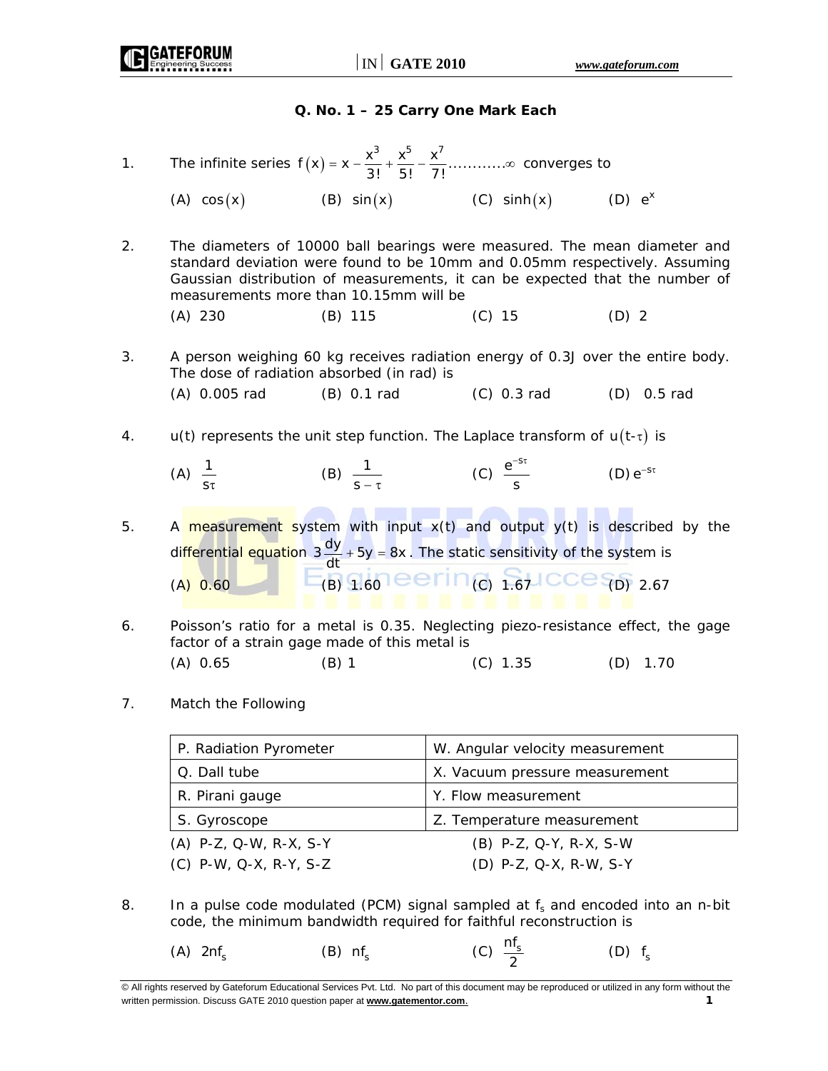### Q. No. 1 – 25 Carry One Mark Each

1. The infinite series $f(x) = x - \frac{x^3}{3!} + \frac{x^5}{5!} - \frac{x^7}{7!} ............\infty$ converges to

   (A) $\cos(x)$ (B) $\sin(x)$ (C) $\sinh(x)$ (D) $e^x$

2. The diameters of 10000 ball bearings were measured. The mean diameter and standard deviation were found to be 10mm and 0.05mm respectively. Assuming Gaussian distribution of measurements, it can be expected that the number of measurements more than 10.15mm will be

   (A) 230 (B) 115 (C) 15 (D) 2

3. A person weighing 60 kg receives radiation energy of 0.3J over the entire body. The dose of radiation absorbed (in rad) is

   (A) 0.005 rad (B) 0.1 rad (C) 0.3 rad (D) 0.5 rad

4. u(t) represents the unit step function. The Laplace transform of $u(t-\tau)$ is

   (A) $\frac{1}{s\tau}$ (B) $\frac{1}{s-\tau}$ (C) $\frac{e^{-s\tau}}{s}$ (D) $e^{-s\tau}$

5. A measurement system with input x(t) and output y(t) is described by the differential equation $3\frac{dy}{dt} + 5y = 8x$. The static sensitivity of the system is

   (A) 0.60 (B) 1.60 (C) 1.67 (D) 2.67

6. Poisson's ratio for a metal is 0.35. Neglecting piezo-resistance effect, the gage factor of a strain gage made of this metal is

   (A) 0.65 (B) 1 (C) 1.35 (D) 1.70

7. Match the Following

| P. Radiation Pyrometer | W. Angular velocity measurement |
|---|---|
| Q. Dall tube | X. Vacuum pressure measurement |
| R. Pirani gauge | Y. Flow measurement |
| S. Gyroscope | Z. Temperature measurement |

   (A) P-Z, Q-W, R-X, S-Y (B) P-Z, Q-Y, R-X, S-W
   (C) P-W, Q-X, R-Y, S-Z (D) P-Z, Q-X, R-W, S-Y

8. In a pulse code modulated (PCM) signal sampled at $f_s$ and encoded into an n-bit code, the minimum bandwidth required for faithful reconstruction is

   (A) $2nf_s$ (B) $nf_s$ (C) $\frac{nf_s}{2}$ (D) $f_s$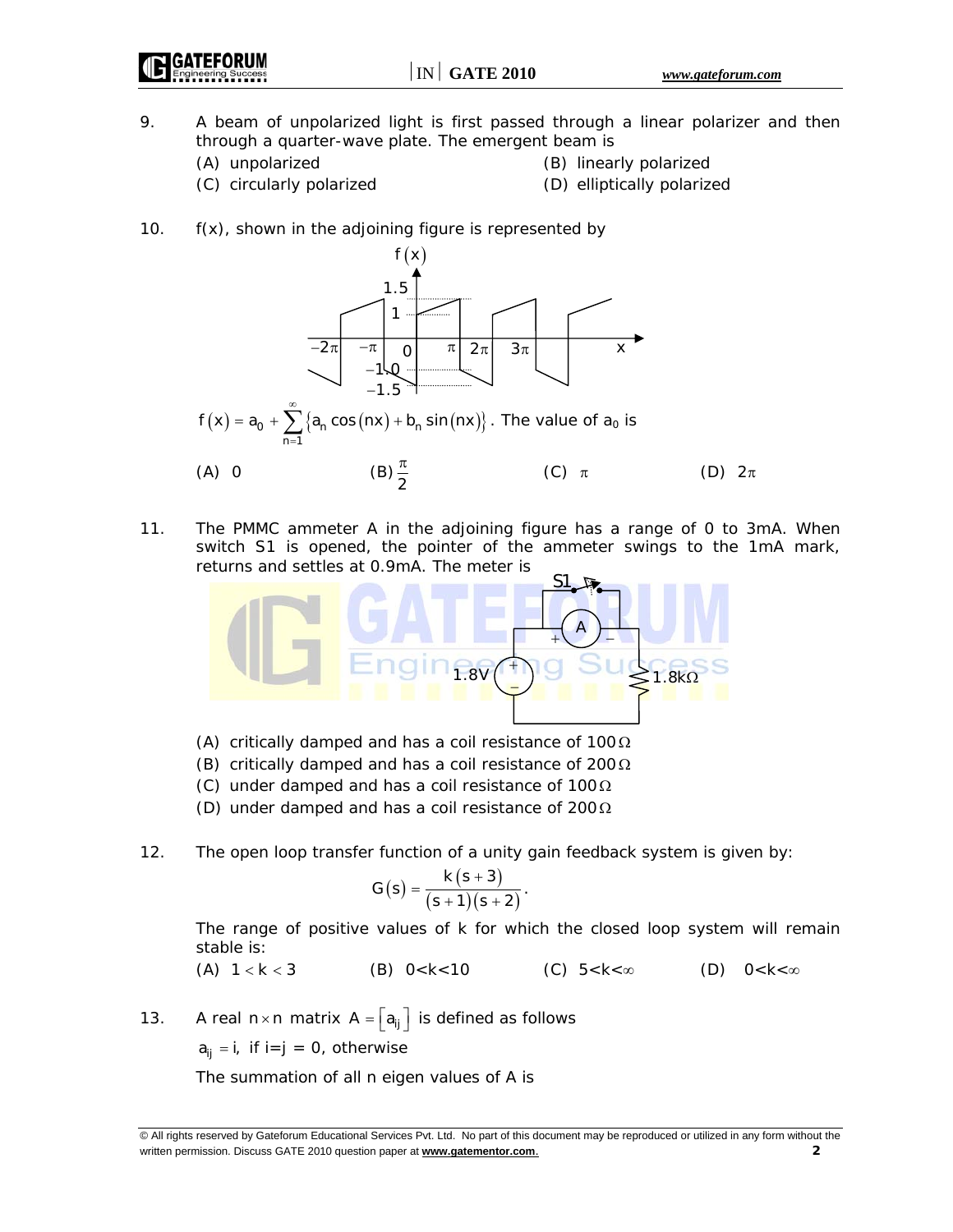9. A beam of unpolarized light is first passed through a linear polarizer and then through a quarter-wave plate. The emergent beam is

   (A) unpolarized
   (B) linearly polarized
   (C) circularly polarized
   (D) elliptically polarized

10. f(x), shown in the adjoining figure is represented by

$$f(x) = a_0 + \sum_{n=1}^{\infty} \{a_n \cos(nx) + b_n \sin(nx)\}.$$ The value of $a_0$ is

   (A) 0
   (B) $\frac{\pi}{2}$
   (C) $\pi$
   (D) $2\pi$

11. The PMMC ammeter A in the adjoining figure has a range of 0 to 3mA. When switch S1 is opened, the pointer of the ammeter swings to the 1mA mark, returns and settles at 0.9mA. The meter is

   (A) critically damped and has a coil resistance of $100\Omega$
   (B) critically damped and has a coil resistance of $200\Omega$
   (C) under damped and has a coil resistance of $100\Omega$
   (D) under damped and has a coil resistance of $200\Omega$

12. The open loop transfer function of a unity gain feedback system is given by:

$$G(s) = \frac{k(s+3)}{(s+1)(s+2)}.$$

The range of positive values of k for which the closed loop system will remain stable is:

   (A) $1 < k < 3$
   (B) $0<k<10$
   (C) $5<k<\infty$
   (D) $0<k<\infty$

13. A real $n \times n$ matrix $A = [a_{ij}]$ is defined as follows

$a_{ij} = i$, if i=j = 0, otherwise

The summation of all n eigen values of A is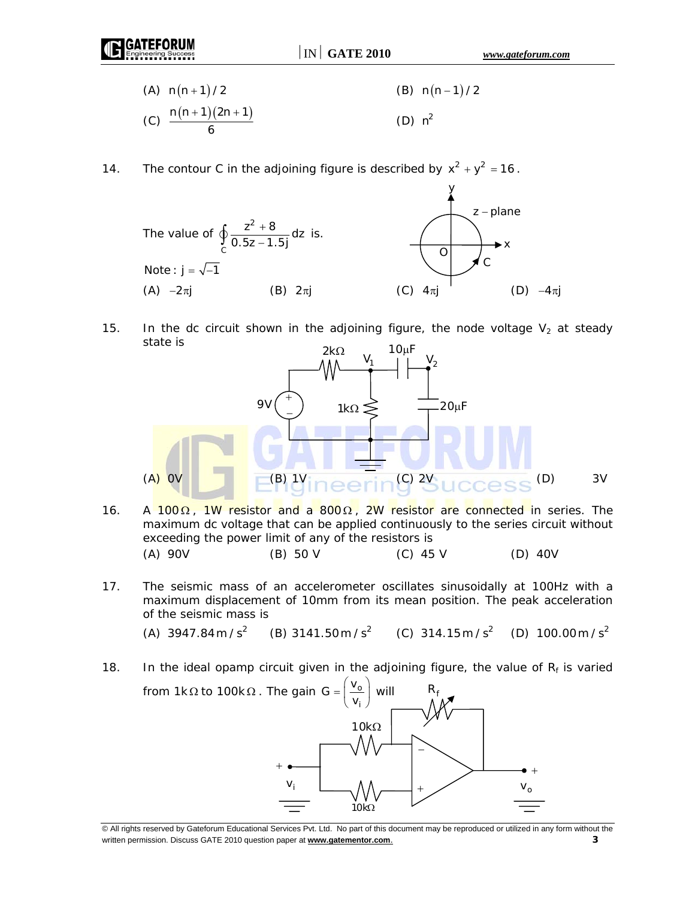(A) $n(n+1)/2$ (B) $n(n-1)/2$

(C) $\frac{n(n+1)(2n+1)}{6}$ (D) $n^2$

14. The contour C in the adjoining figure is described by $x^2 + y^2 = 16$.

The value of $\oint_C \frac{z^2+8}{0.5z-1.5j}dz$ is.

Note : $j = \sqrt{-1}$

(A) $-2\pi j$ (B) $2\pi j$ (C) $4\pi j$ (D) $-4\pi j$

15. In the dc circuit shown in the adjoining figure, the node voltage $V_2$ at steady state is

(A) 0V (B) 1V (C) 2V (D) 3V

16. A $100\Omega$, 1W resistor and a $800\Omega$, 2W resistor are connected in series. The maximum dc voltage that can be applied continuously to the series circuit without exceeding the power limit of any of the resistors is

(A) 90V (B) 50 V (C) 45 V (D) 40V

17. The seismic mass of an accelerometer oscillates sinusoidally at 100Hz with a maximum displacement of 10mm from its mean position. The peak acceleration of the seismic mass is

(A) $3947.84\,m/s^2$ (B) $3141.50\,m/s^2$ (C) $314.15\,m/s^2$ (D) $100.00\,m/s^2$

18. In the ideal opamp circuit given in the adjoining figure, the value of $R_f$ is varied from $1k\Omega$ to $100k\Omega$. The gain $G = \left(\frac{v_o}{v_i}\right)$ will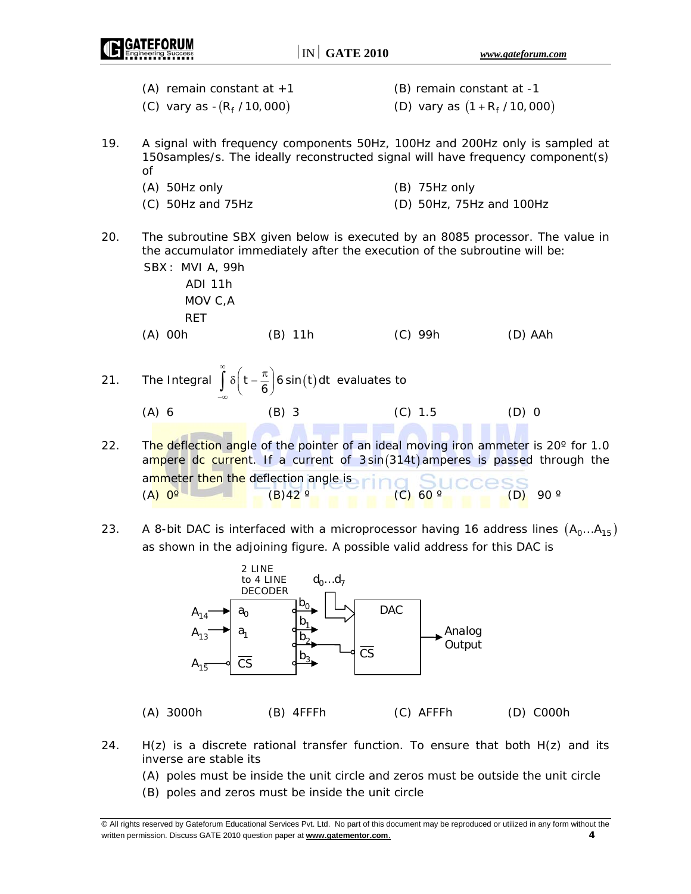(A) remain constant at +1

(B) remain constant at -1

(C) vary as $-(R_f / 10,000)$

(D) vary as $(1 + R_f / 10,000)$

19. A signal with frequency components 50Hz, 100Hz and 200Hz only is sampled at 150samples/s. The ideally reconstructed signal will have frequency component(s) of

(A) 50Hz only

(B) 75Hz only

(C) 50Hz and 75Hz

(D) 50Hz, 75Hz and 100Hz

20. The subroutine SBX given below is executed by an 8085 processor. The value in the accumulator immediately after the execution of the subroutine will be:

```
SBX: MVI A, 99h
     ADI 11h
     MOV C,A
     RET
```

(A) 00h

(B) 11h

(C) 99h

(D) AAh

21. The Integral $\int_{-\infty}^{\infty} \delta\left(t - \frac{\pi}{6}\right) 6\sin(t)\,dt$ evaluates to

(A) 6

(B) 3

(C) 1.5

(D) 0

22. The deflection angle of the pointer of an ideal moving iron ammeter is 20º for 1.0 ampere dc current. If a current of $3\sin(314t)$ amperes is passed through the ammeter then the deflection angle is

(A) 0º

(B) 42 º

(C) 60 º

(D) 90 º

23. A 8-bit DAC is interfaced with a microprocessor having 16 address lines $(A_0 \ldots A_{15})$ as shown in the adjoining figure. A possible valid address for this DAC is

2 LINE to 4 LINE DECODER: inputs $A_{14} \to a_0$, $A_{13} \to a_1$, $A_{15} \to \overline{CS}$; outputs $b_0$, $b_1$, $b_2$, $b_3$ (active low); $b_2 \to \overline{CS}$ of DAC; $d_0 \ldots d_7 \to$ DAC; DAC → Analog Output

(A) 3000h

(B) 4FFFh

(C) AFFFh

(D) C000h

24. H(z) is a discrete rational transfer function. To ensure that both H(z) and its inverse are stable its

(A) poles must be inside the unit circle and zeros must be outside the unit circle

(B) poles and zeros must be inside the unit circle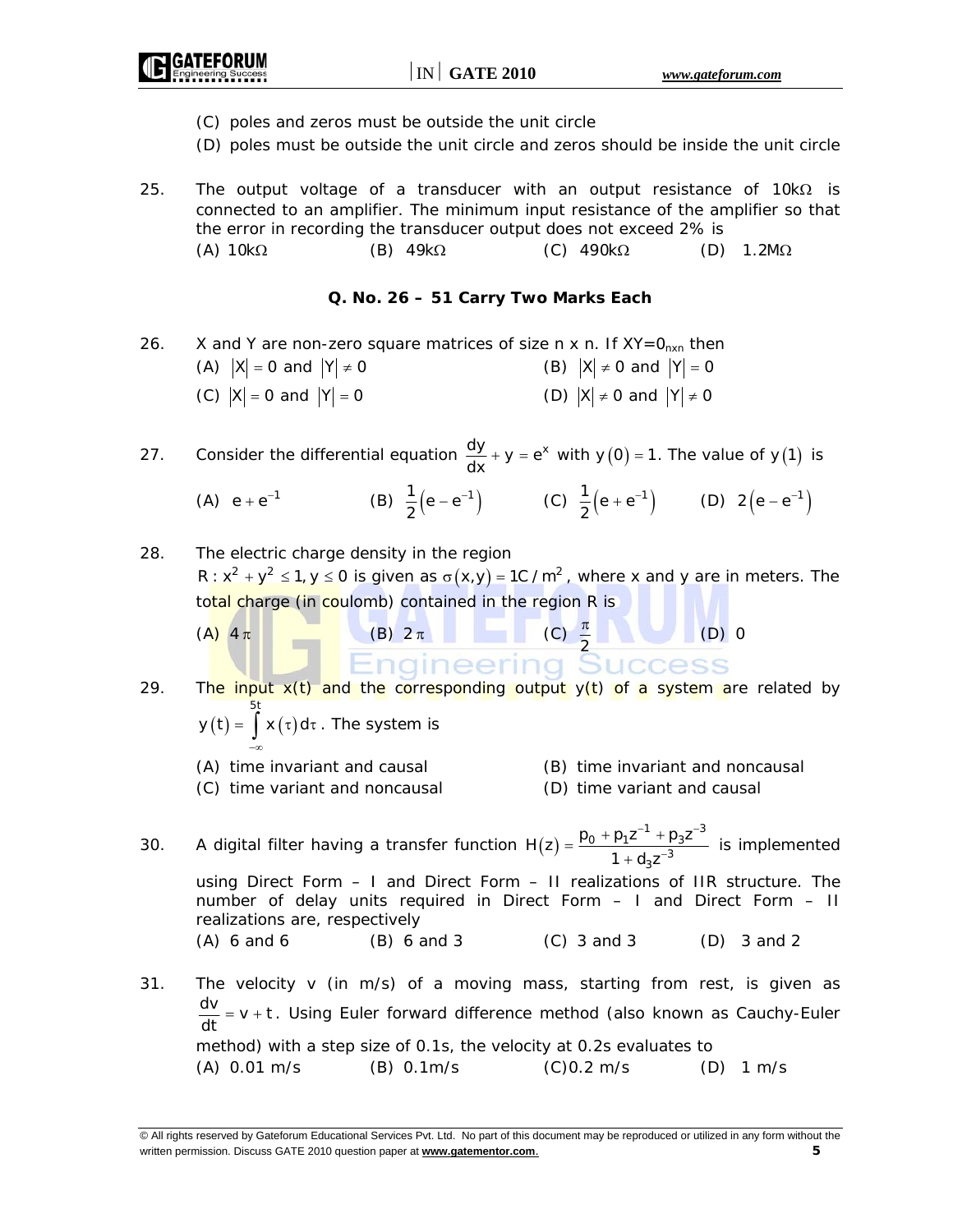(C) poles and zeros must be outside the unit circle

(D) poles must be outside the unit circle and zeros should be inside the unit circle

25. The output voltage of a transducer with an output resistance of $10k\Omega$ is connected to an amplifier. The minimum input resistance of the amplifier so that the error in recording the transducer output does not exceed 2% is

(A) $10k\Omega$ (B) $49k\Omega$ (C) $490k\Omega$ (D) $1.2M\Omega$

**Q. No. 26 – 51 Carry Two Marks Each**

26. X and Y are non-zero square matrices of size n x n. If $XY=0_{nxn}$ then

(A) $|X| = 0$ and $|Y| \neq 0$ (B) $|X| \neq 0$ and $|Y| = 0$

(C) $|X| = 0$ and $|Y| = 0$ (D) $|X| \neq 0$ and $|Y| \neq 0$

27. Consider the differential equation $\frac{dy}{dx} + y = e^x$ with $y(0) = 1$. The value of $y(1)$ is

(A) $e + e^{-1}$ (B) $\frac{1}{2}\left(e - e^{-1}\right)$ (C) $\frac{1}{2}\left(e + e^{-1}\right)$ (D) $2\left(e - e^{-1}\right)$

28. The electric charge density in the region $R: x^2 + y^2 \leq 1, y \leq 0$ is given as $\sigma(x,y) = 1C/m^2$, where x and y are in meters. The total charge (in coulomb) contained in the region R is

(A) $4\pi$ (B) $2\pi$ (C) $\frac{\pi}{2}$ (D) 0

29. The input x(t) and the corresponding output y(t) of a system are related by $y(t) = \int_{-\infty}^{5t} x(\tau)d\tau$. The system is

(A) time invariant and causal (B) time invariant and noncausal

(C) time variant and noncausal (D) time variant and causal

30. A digital filter having a transfer function $H(z) = \frac{p_0 + p_1 z^{-1} + p_3 z^{-3}}{1 + d_3 z^{-3}}$ is implemented using Direct Form – I and Direct Form – II realizations of IIR structure. The number of delay units required in Direct Form – I and Direct Form – II realizations are, respectively

(A) 6 and 6 (B) 6 and 3 (C) 3 and 3 (D) 3 and 2

31. The velocity v (in m/s) of a moving mass, starting from rest, is given as $\frac{dv}{dt} = v + t$. Using Euler forward difference method (also known as Cauchy-Euler method) with a step size of 0.1s, the velocity at 0.2s evaluates to

(A) 0.01 m/s (B) 0.1m/s (C) 0.2 m/s (D) 1 m/s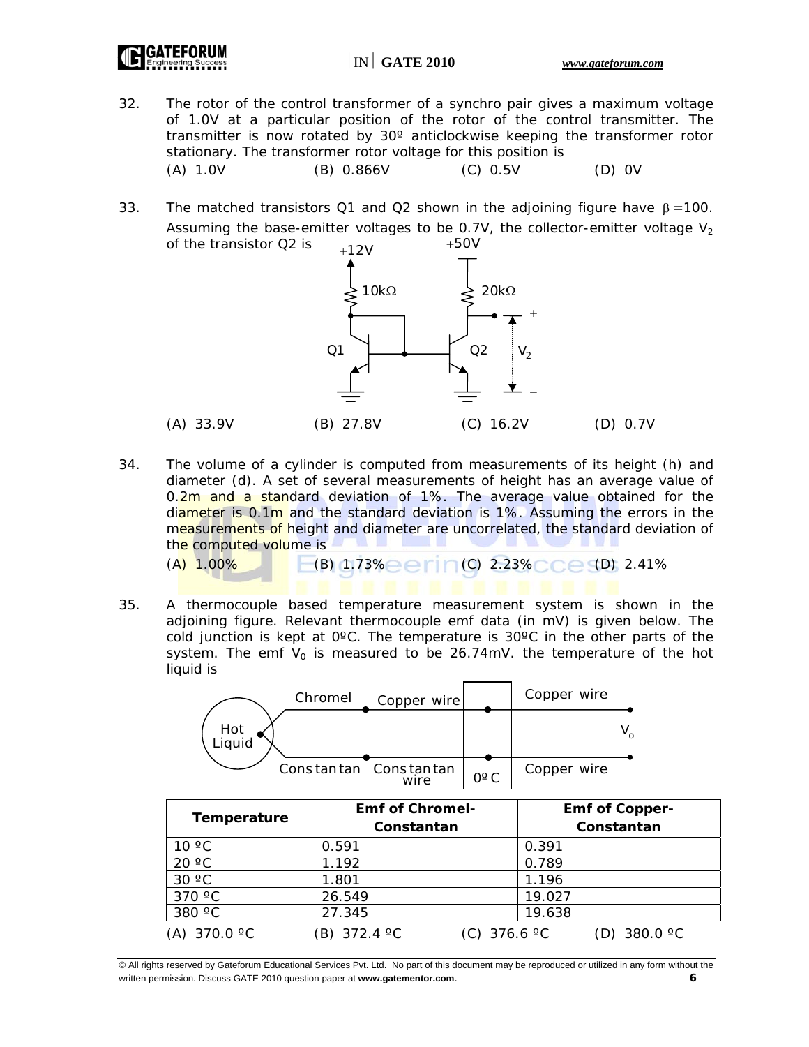32. The rotor of the control transformer of a synchro pair gives a maximum voltage of 1.0V at a particular position of the rotor of the control transmitter. The transmitter is now rotated by 30º anticlockwise keeping the transformer rotor stationary. The transformer rotor voltage for this position is

    (A) 1.0V (B) 0.866V (C) 0.5V (D) 0V

33. The matched transistors Q1 and Q2 shown in the adjoining figure have $\beta = 100$. Assuming the base-emitter voltages to be 0.7V, the collector-emitter voltage $V_2$ of the transistor Q2 is

    (A) 33.9V (B) 27.8V (C) 16.2V (D) 0.7V

34. The volume of a cylinder is computed from measurements of its height (h) and diameter (d). A set of several measurements of height has an average value of 0.2m and a standard deviation of 1%. The average value obtained for the diameter is 0.1m and the standard deviation is 1%. Assuming the errors in the measurements of height and diameter are uncorrelated, the standard deviation of the computed volume is

    (A) 1.00% (B) 1.73% (C) 2.23% (D) 2.41%

35. A thermocouple based temperature measurement system is shown in the adjoining figure. Relevant thermocouple emf data (in mV) is given below. The cold junction is kept at 0ºC. The temperature is 30ºC in the other parts of the system. The emf $V_0$ is measured to be 26.74mV. the temperature of the hot liquid is

| Temperature | Emf of Chromel-Constantan | Emf of Copper-Constantan |
|---|---|---|
| 10 ºC | 0.591 | 0.391 |
| 20 ºC | 1.192 | 0.789 |
| 30 ºC | 1.801 | 1.196 |
| 370 ºC | 26.549 | 19.027 |
| 380 ºC | 27.345 | 19.638 |

    (A) 370.0 ºC (B) 372.4 ºC (C) 376.6 ºC (D) 380.0 ºC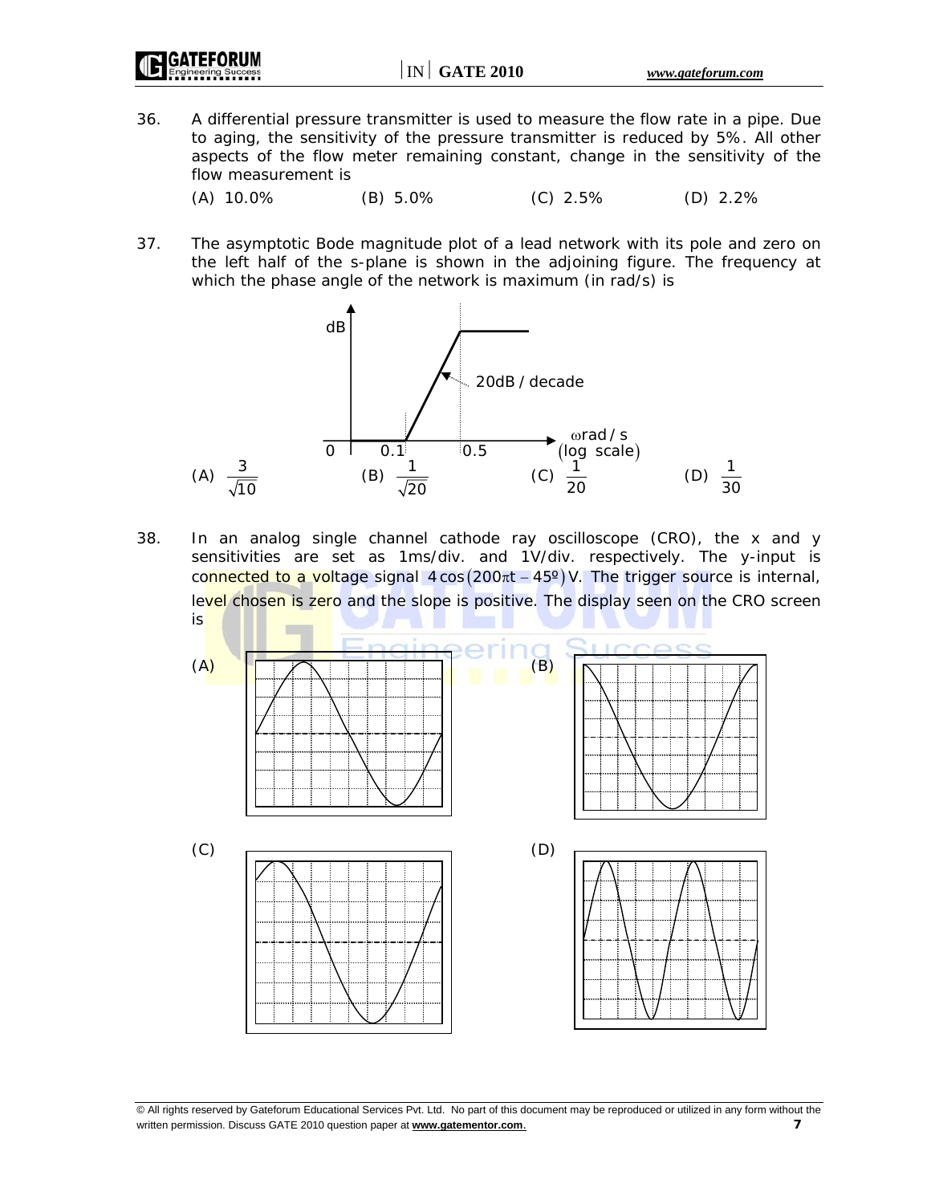36. A differential pressure transmitter is used to measure the flow rate in a pipe. Due to aging, the sensitivity of the pressure transmitter is reduced by 5%. All other aspects of the flow meter remaining constant, change in the sensitivity of the flow measurement is

(A) 10.0% (B) 5.0% (C) 2.5% (D) 2.2%

37. The asymptotic Bode magnitude plot of a lead network with its pole and zero on the left half of the s-plane is shown in the adjoining figure. The frequency at which the phase angle of the network is maximum (in rad/s) is

dB

20dB / decade

0 0.1 0.5 ωrad / s (log scale)

(A) $\frac{3}{\sqrt{10}}$ (B) $\frac{1}{\sqrt{20}}$ (C) $\frac{1}{20}$ (D) $\frac{1}{30}$

38. In an analog single channel cathode ray oscilloscope (CRO), the x and y sensitivities are set as 1ms/div. and 1V/div. respectively. The y-input is connected to a voltage signal $4\cos(200\pi t - 45^{\circ})$ V. The trigger source is internal, level chosen is zero and the slope is positive. The display seen on the CRO screen is

(A)

(B)

(C)

(D)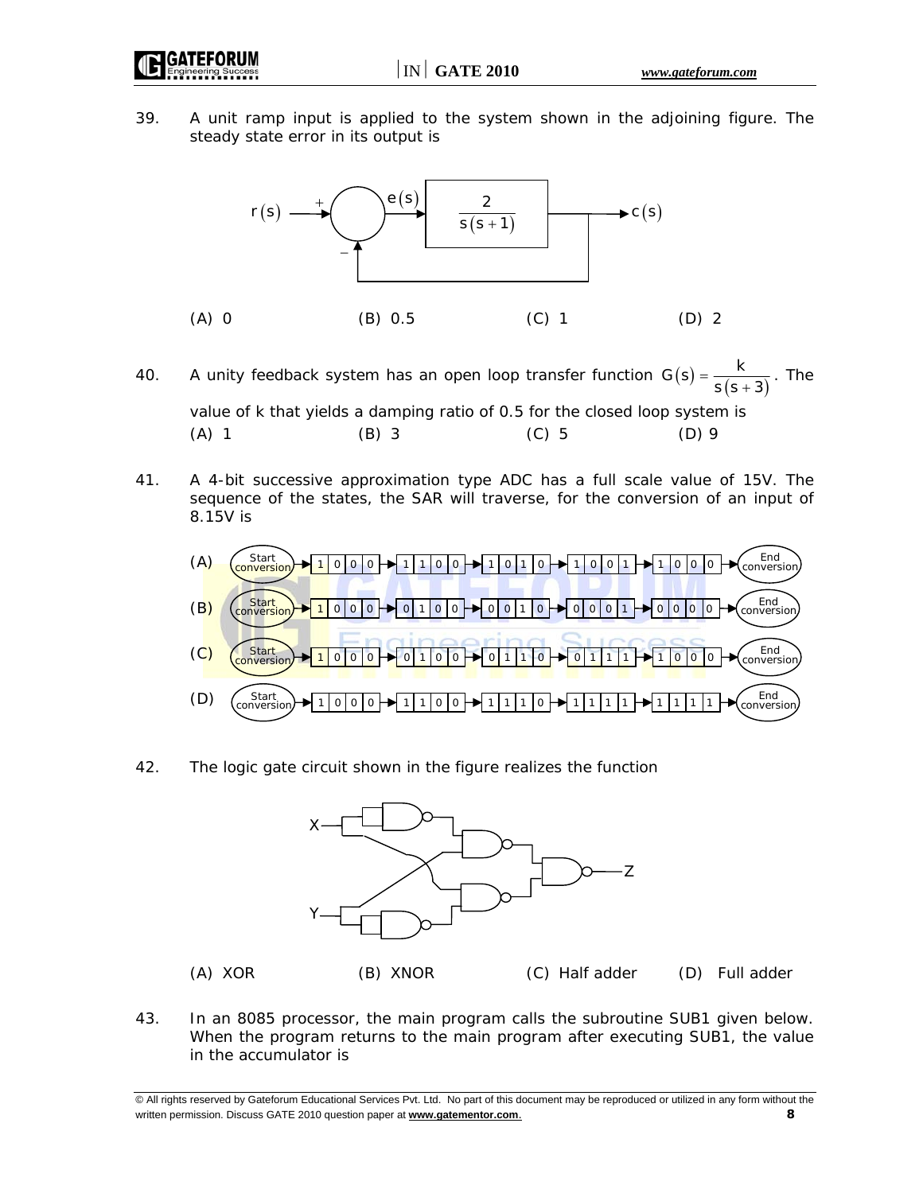39. A unit ramp input is applied to the system shown in the adjoining figure. The steady state error in its output is

(A) 0 (B) 0.5 (C) 1 (D) 2

40. A unity feedback system has an open loop transfer function $G(s) = \frac{k}{s(s+3)}$. The value of k that yields a damping ratio of 0.5 for the closed loop system is

(A) 1 (B) 3 (C) 5 (D) 9

41. A 4-bit successive approximation type ADC has a full scale value of 15V. The sequence of the states, the SAR will traverse, for the conversion of an input of 8.15V is

(A) Start conversion → 1000 → 1100 → 1010 → 1001 → 1000 → End conversion

(B) Start conversion → 1000 → 0100 → 0010 → 0001 → 0000 → End conversion

(C) Start conversion → 1000 → 0100 → 0110 → 0111 → 1000 → End conversion

(D) Start conversion → 1000 → 1100 → 1110 → 1111 → 1111 → End conversion

42. The logic gate circuit shown in the figure realizes the function

(A) XOR (B) XNOR (C) Half adder (D) Full adder

43. In an 8085 processor, the main program calls the subroutine SUB1 given below. When the program returns to the main program after executing SUB1, the value in the accumulator is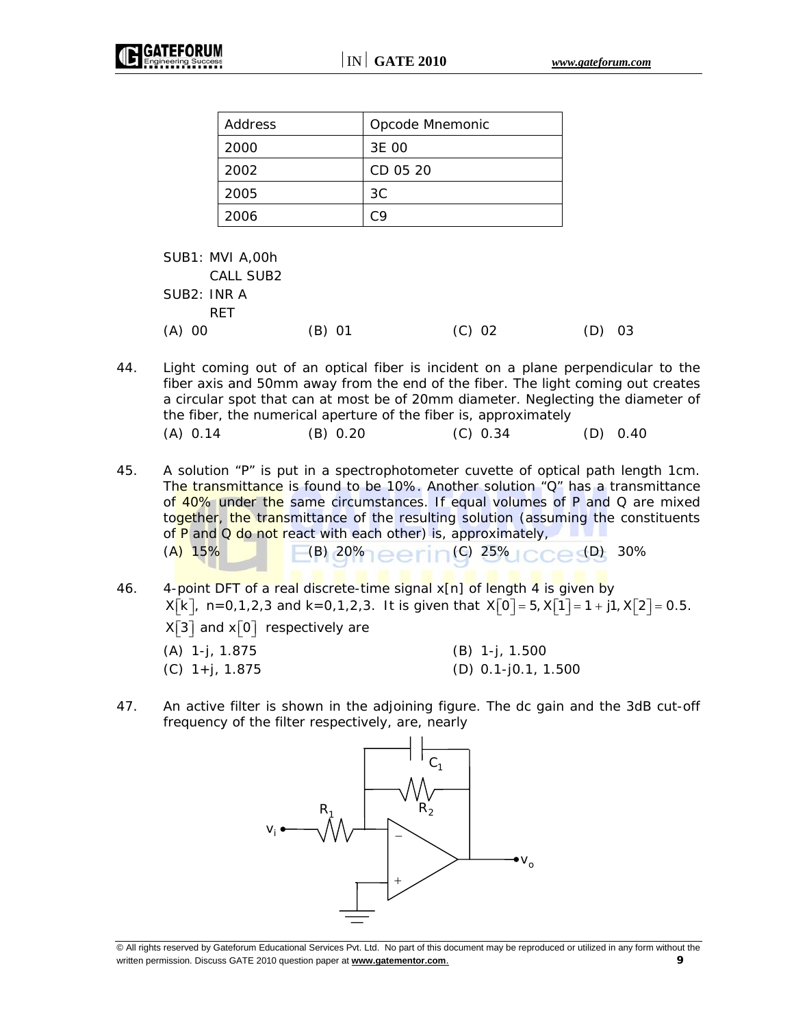| Address | Opcode Mnemonic |
| --- | --- |
| 2000 | 3E 00 |
| 2002 | CD 05 20 |
| 2005 | 3C |
| 2006 | C9 |

```
SUB1: MVI A,00h
      CALL SUB2
SUB2: INR A
      RET
```

(A) 00 (B) 01 (C) 02 (D) 03

44. Light coming out of an optical fiber is incident on a plane perpendicular to the fiber axis and 50mm away from the end of the fiber. The light coming out creates a circular spot that can at most be of 20mm diameter. Neglecting the diameter of the fiber, the numerical aperture of the fiber is, approximately

(A) 0.14 (B) 0.20 (C) 0.34 (D) 0.40

45. A solution "P" is put in a spectrophotometer cuvette of optical path length 1cm. The transmittance is found to be 10%. Another solution "Q" has a transmittance of 40% under the same circumstances. If equal volumes of P and Q are mixed together, the transmittance of the resulting solution (assuming the constituents of P and Q do not react with each other) is, approximately,

(A) 15% (B) 20% (C) 25% (D) 30%

46. 4-point DFT of a real discrete-time signal x[n] of length 4 is given by $X[k]$, n=0,1,2,3 and k=0,1,2,3. It is given that $X[0] = 5, X[1] = 1 + j1, X[2] = 0.5$. $X[3]$ and $x[0]$ respectively are

(A) 1-j, 1.875
(B) 1-j, 1.500
(C) 1+j, 1.875
(D) 0.1-j0.1, 1.500

47. An active filter is shown in the adjoining figure. The dc gain and the 3dB cut-off frequency of the filter respectively, are, nearly

[Figure: inverting op-amp circuit with input $v_i$ through $R_1$ to the inverting (−) input; $C_1$ in parallel with $R_2$ as feedback from output $v_o$ to the inverting input; non-inverting (+) input grounded.]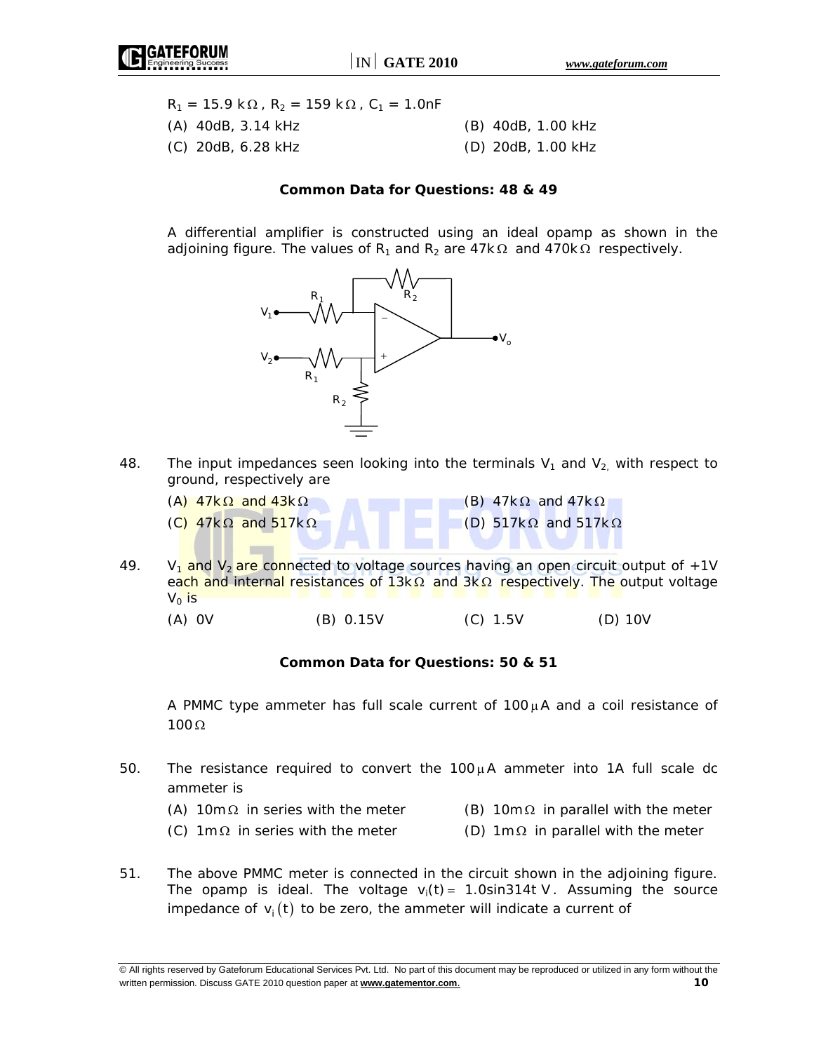$R_1 = 15.9\ k\Omega$, $R_2 = 159\ k\Omega$, $C_1 = 1.0nF$

(A) 40dB, 3.14 kHz (B) 40dB, 1.00 kHz

(C) 20dB, 6.28 kHz (D) 20dB, 1.00 kHz

**Common Data for Questions: 48 & 49**

A differential amplifier is constructed using an ideal opamp as shown in the adjoining figure. The values of $R_1$ and $R_2$ are $47k\Omega$ and $470k\Omega$ respectively.

48. The input impedances seen looking into the terminals $V_1$ and $V_2$, with respect to ground, respectively are

 (A) $47k\Omega$ and $43k\Omega$ (B) $47k\Omega$ and $47k\Omega$

 (C) $47k\Omega$ and $517k\Omega$ (D) $517k\Omega$ and $517k\Omega$

49. $V_1$ and $V_2$ are connected to voltage sources having an open circuit output of +1V each and internal resistances of $13k\Omega$ and $3k\Omega$ respectively. The output voltage $V_0$ is

 (A) 0V (B) 0.15V (C) 1.5V (D) 10V

**Common Data for Questions: 50 & 51**

A PMMC type ammeter has full scale current of $100\mu A$ and a coil resistance of $100\Omega$

50. The resistance required to convert the $100\mu A$ ammeter into 1A full scale dc ammeter is

 (A) $10m\Omega$ in series with the meter (B) $10m\Omega$ in parallel with the meter

 (C) $1m\Omega$ in series with the meter (D) $1m\Omega$ in parallel with the meter

51. The above PMMC meter is connected in the circuit shown in the adjoining figure. The opamp is ideal. The voltage $v_i(t) = 1.0\sin 314t$ V. Assuming the source impedance of $v_i(t)$ to be zero, the ammeter will indicate a current of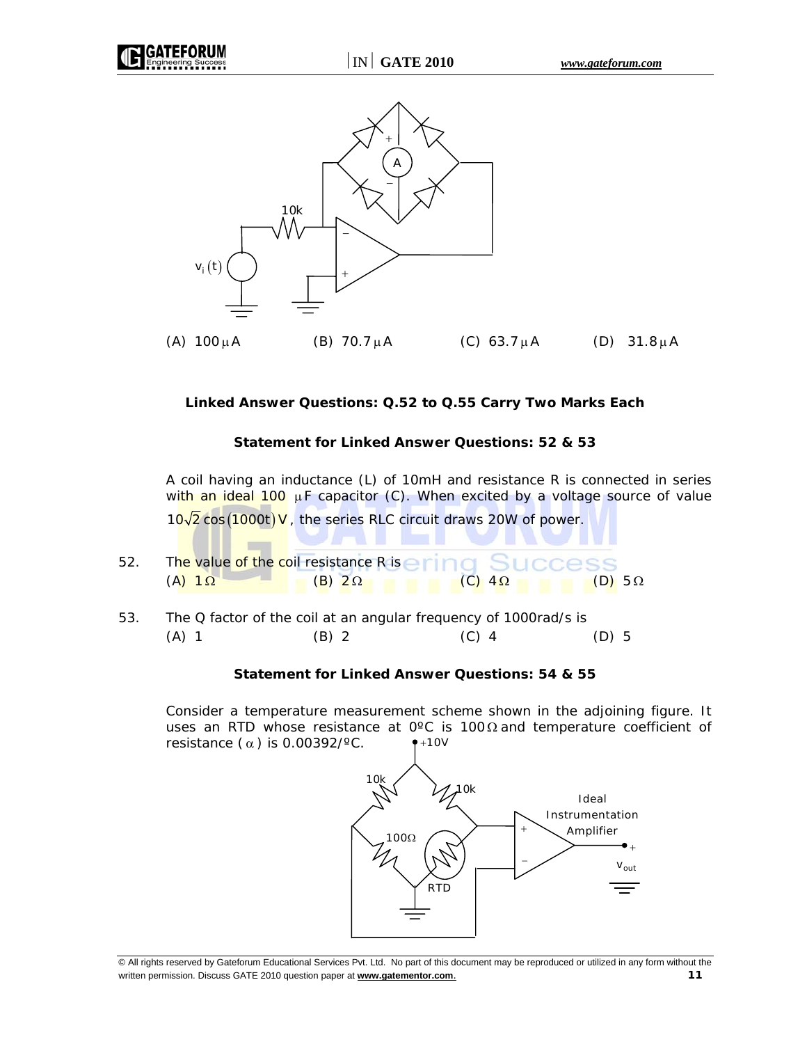(A) $100\,\mu A$ (B) $70.7\,\mu A$ (C) $63.7\,\mu A$ (D) $31.8\,\mu A$

**Linked Answer Questions: Q.52 to Q.55 Carry Two Marks Each**

**Statement for Linked Answer Questions: 52 & 53**

A coil having an inductance (L) of 10mH and resistance R is connected in series with an ideal 100 $\mu$F capacitor (C). When excited by a voltage source of value $10\sqrt{2}\cos(1000t)$ V, the series RLC circuit draws 20W of power.

52. The value of the coil resistance R is
(A) $1\Omega$ (B) $2\Omega$ (C) $4\Omega$ (D) $5\Omega$

53. The Q factor of the coil at an angular frequency of 1000rad/s is
(A) 1 (B) 2 (C) 4 (D) 5

**Statement for Linked Answer Questions: 54 & 55**

Consider a temperature measurement scheme shown in the adjoining figure. It uses an RTD whose resistance at 0ºC is $100\Omega$ and temperature coefficient of resistance ($\alpha$) is 0.00392/ºC.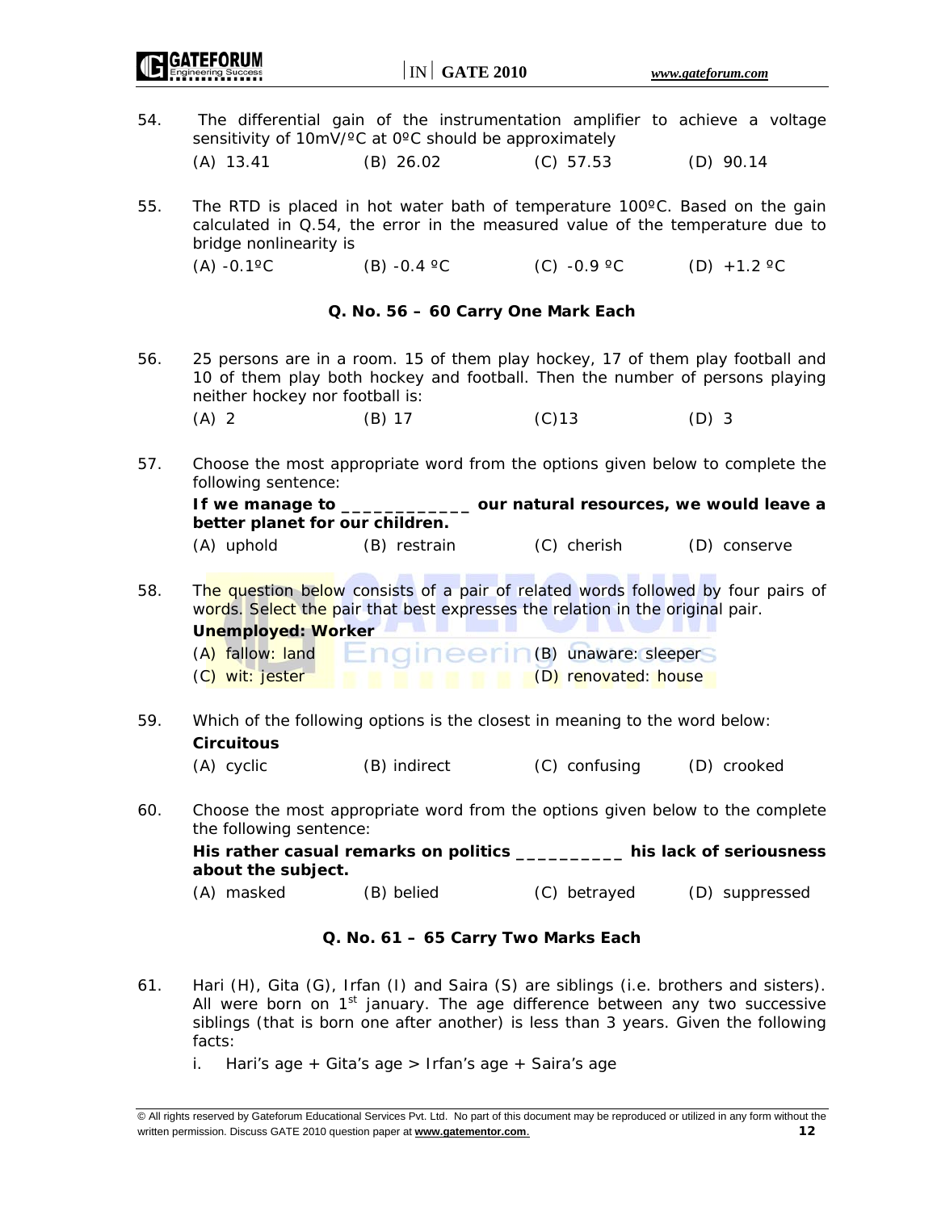54. The differential gain of the instrumentation amplifier to achieve a voltage sensitivity of 10mV/ºC at 0ºC should be approximately

(A) 13.41 (B) 26.02 (C) 57.53 (D) 90.14

55. The RTD is placed in hot water bath of temperature 100ºC. Based on the gain calculated in Q.54, the error in the measured value of the temperature due to bridge nonlinearity is

(A) -0.1ºC (B) -0.4 ºC (C) -0.9 ºC (D) +1.2 ºC

### Q. No. 56 – 60 Carry One Mark Each

56. 25 persons are in a room. 15 of them play hockey, 17 of them play football and 10 of them play both hockey and football. Then the number of persons playing neither hockey nor football is:

(A) 2 (B) 17 (C)13 (D) 3

57. Choose the most appropriate word from the options given below to complete the following sentence:

**If we manage to ____________ our natural resources, we would leave a better planet for our children.**

(A) uphold (B) restrain (C) cherish (D) conserve

58. The question below consists of a pair of related words followed by four pairs of words. Select the pair that best expresses the relation in the original pair.

**Unemployed: Worker**

(A) fallow: land (B) unaware: sleeper
(C) wit: jester (D) renovated: house

59. Which of the following options is the closest in meaning to the word below:

**Circuitous**

(A) cyclic (B) indirect (C) confusing (D) crooked

60. Choose the most appropriate word from the options given below to the complete the following sentence:

**His rather casual remarks on politics __________ his lack of seriousness about the subject.**

(A) masked (B) belied (C) betrayed (D) suppressed

### Q. No. 61 – 65 Carry Two Marks Each

61. Hari (H), Gita (G), Irfan (I) and Saira (S) are siblings (i.e. brothers and sisters). All were born on 1st january. The age difference between any two successive siblings (that is born one after another) is less than 3 years. Given the following facts:

i. Hari's age + Gita's age > Irfan's age + Saira's age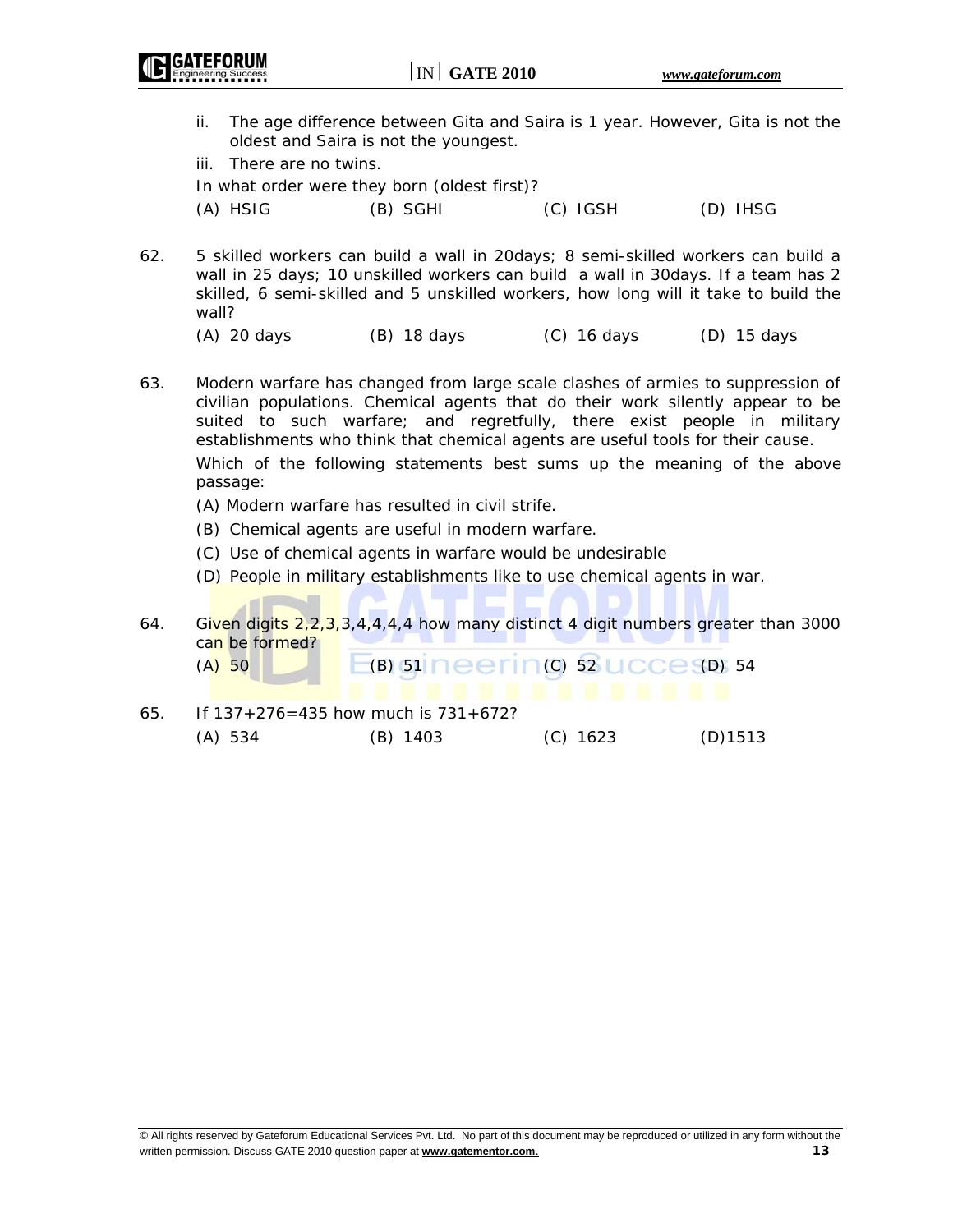ii. The age difference between Gita and Saira is 1 year. However, Gita is not the oldest and Saira is not the youngest.

iii. There are no twins.

In what order were they born (oldest first)?

(A) HSIG (B) SGHI (C) IGSH (D) IHSG

62. 5 skilled workers can build a wall in 20days; 8 semi-skilled workers can build a wall in 25 days; 10 unskilled workers can build a wall in 30days. If a team has 2 skilled, 6 semi-skilled and 5 unskilled workers, how long will it take to build the wall?

(A) 20 days (B) 18 days (C) 16 days (D) 15 days

63. Modern warfare has changed from large scale clashes of armies to suppression of civilian populations. Chemical agents that do their work silently appear to be suited to such warfare; and regretfully, there exist people in military establishments who think that chemical agents are useful tools for their cause.

Which of the following statements best sums up the meaning of the above passage:

(A) Modern warfare has resulted in civil strife.

(B) Chemical agents are useful in modern warfare.

(C) Use of chemical agents in warfare would be undesirable

(D) People in military establishments like to use chemical agents in war.

64. Given digits 2,2,3,3,4,4,4,4 how many distinct 4 digit numbers greater than 3000 can be formed?

(A) 50 (B) 51 (C) 52 (D) 54

65. If 137+276=435 how much is 731+672?

(A) 534 (B) 1403 (C) 1623 (D)1513